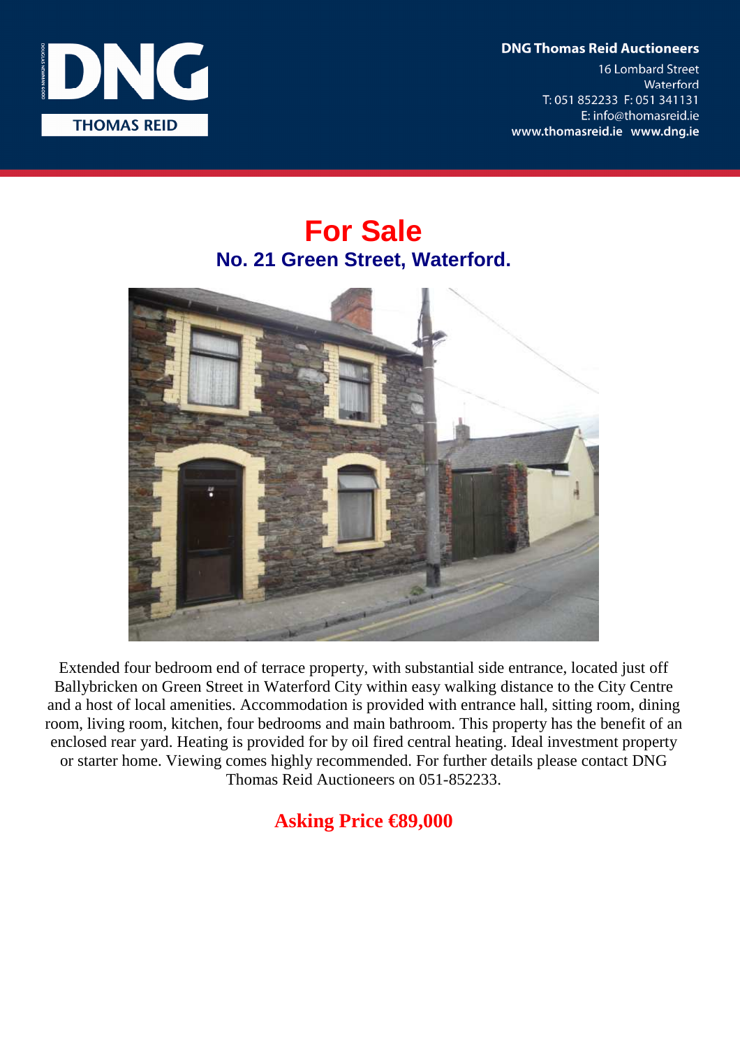**DNG Thomas Reid Auctioneers**
16 Lombard Street
Waterford
T: 051 852233 F: 051 341131
E: info@thomasreid.ie
www.thomasreid.ie www.dng.ie

# For Sale

## No. 21 Green Street, Waterford.

Extended four bedroom end of terrace property, with substantial side entrance, located just off Ballybricken on Green Street in Waterford City within easy walking distance to the City Centre and a host of local amenities. Accommodation is provided with entrance hall, sitting room, dining room, living room, kitchen, four bedrooms and main bathroom. This property has the benefit of an enclosed rear yard. Heating is provided for by oil fired central heating. Ideal investment property or starter home. Viewing comes highly recommended. For further details please contact DNG Thomas Reid Auctioneers on 051-852233.

**Asking Price €89,000**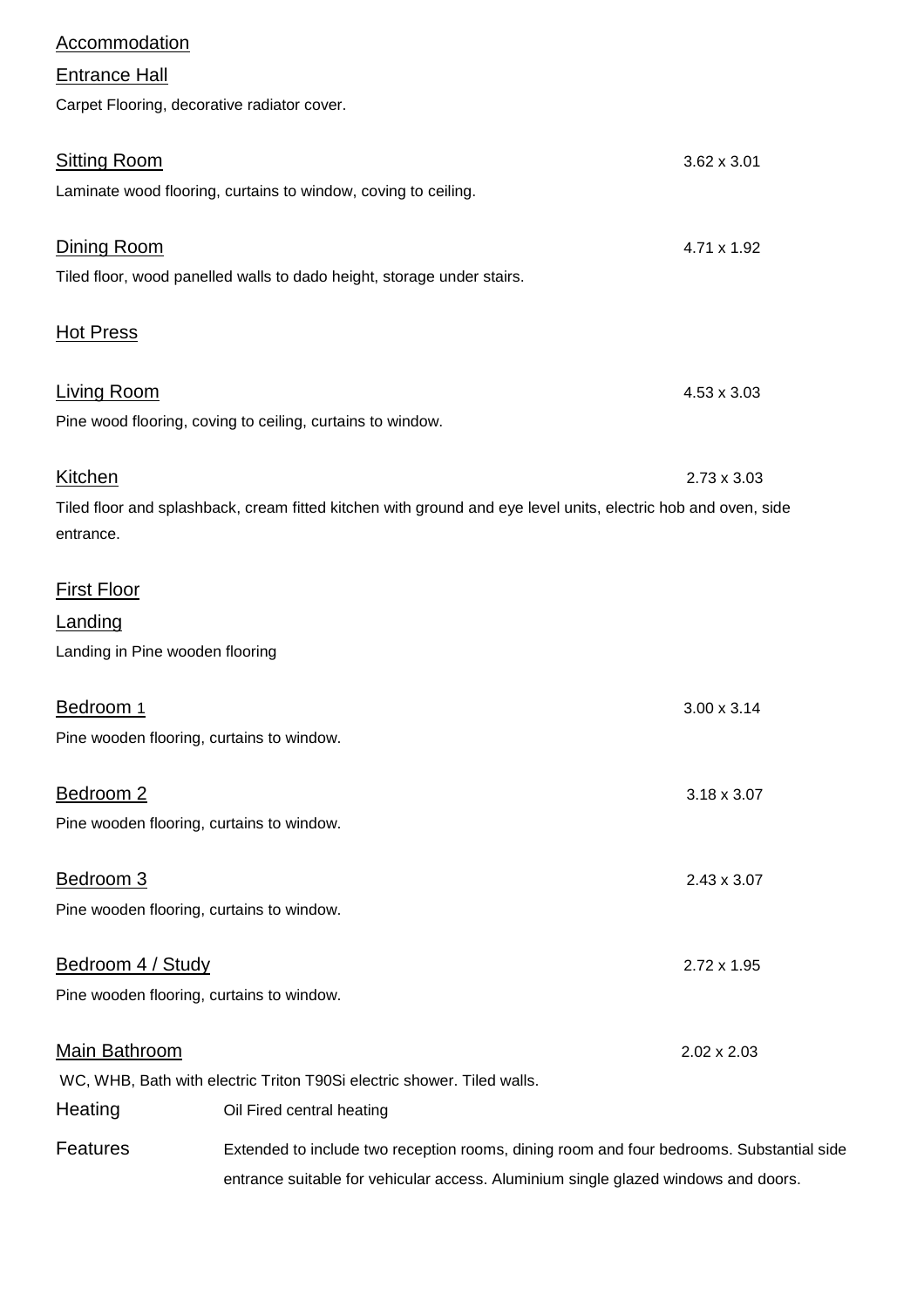## Accommodation

### Entrance Hall

Carpet Flooring, decorative radiator cover.

### Sitting Room

3.62 x 3.01

Laminate wood flooring, curtains to window, coving to ceiling.

### Dining Room

4.71 x 1.92

Tiled floor, wood panelled walls to dado height, storage under stairs.

### Hot Press

### Living Room

4.53 x 3.03

Pine wood flooring, coving to ceiling, curtains to window.

### Kitchen

2.73 x 3.03

Tiled floor and splashback, cream fitted kitchen with ground and eye level units, electric hob and oven, side entrance.

## First Floor

### Landing

Landing in Pine wooden flooring

### Bedroom 1

3.00 x 3.14

Pine wooden flooring, curtains to window.

### Bedroom 2

3.18 x 3.07

Pine wooden flooring, curtains to window.

### Bedroom 3

2.43 x 3.07

Pine wooden flooring, curtains to window.

### Bedroom 4 / Study

2.72 x 1.95

Pine wooden flooring, curtains to window.

### Main Bathroom

2.02 x 2.03

WC, WHB, Bath with electric Triton T90Si electric shower. Tiled walls.

**Heating** Oil Fired central heating

**Features** Extended to include two reception rooms, dining room and four bedrooms. Substantial side entrance suitable for vehicular access. Aluminium single glazed windows and doors.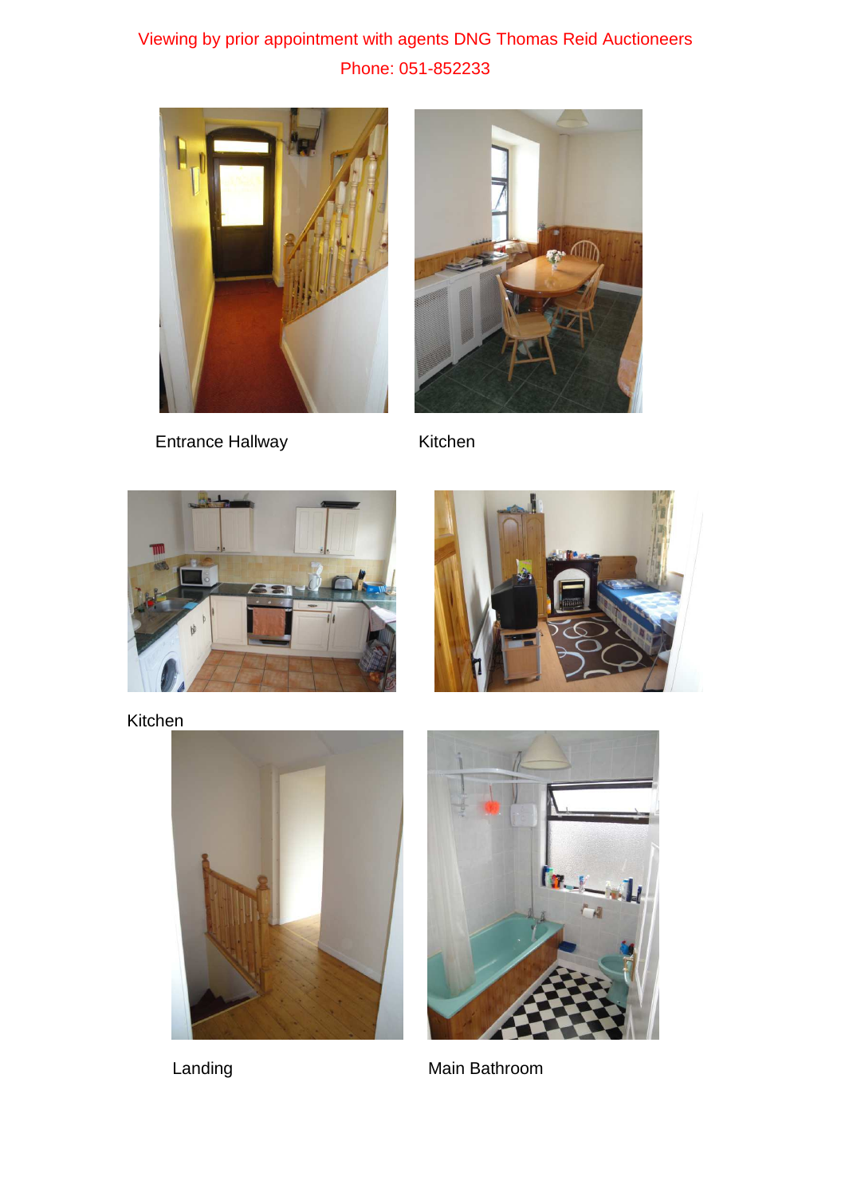Viewing by prior appointment with agents DNG Thomas Reid Auctioneers

Phone: 051-852233

Entrance Hallway

Kitchen

Kitchen

Landing

Main Bathroom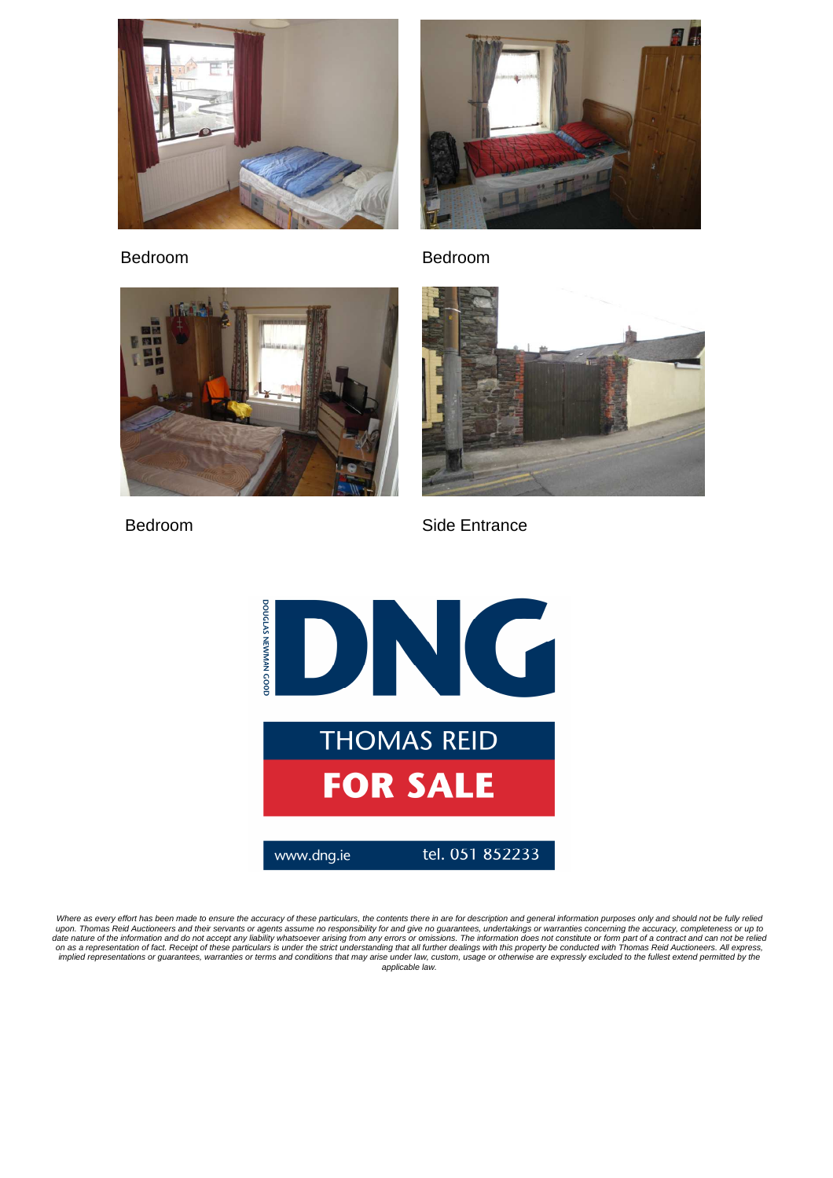Bedroom

Bedroom

Bedroom

Side Entrance

DOUGLAS NEWMAN GOOD

DNG

THOMAS REID

FOR SALE

www.dng.ie tel. 051 852233

*Where as every effort has been made to ensure the accuracy of these particulars, the contents there in are for description and general information purposes only and should not be fully relied upon. Thomas Reid Auctioneers and their servants or agents assume no responsibility for and give no guarantees, undertakings or warranties concerning the accuracy, completeness or up to date nature of the information and do not accept any liability whatsoever arising from any errors or omissions. The information does not constitute or form part of a contract and can not be relied on as a representation of fact. Receipt of these particulars is under the strict understanding that all further dealings with this property be conducted with Thomas Reid Auctioneers. All express, implied representations or guarantees, warranties or terms and conditions that may arise under law, custom, usage or otherwise are expressly excluded to the fullest extend permitted by the applicable law.*